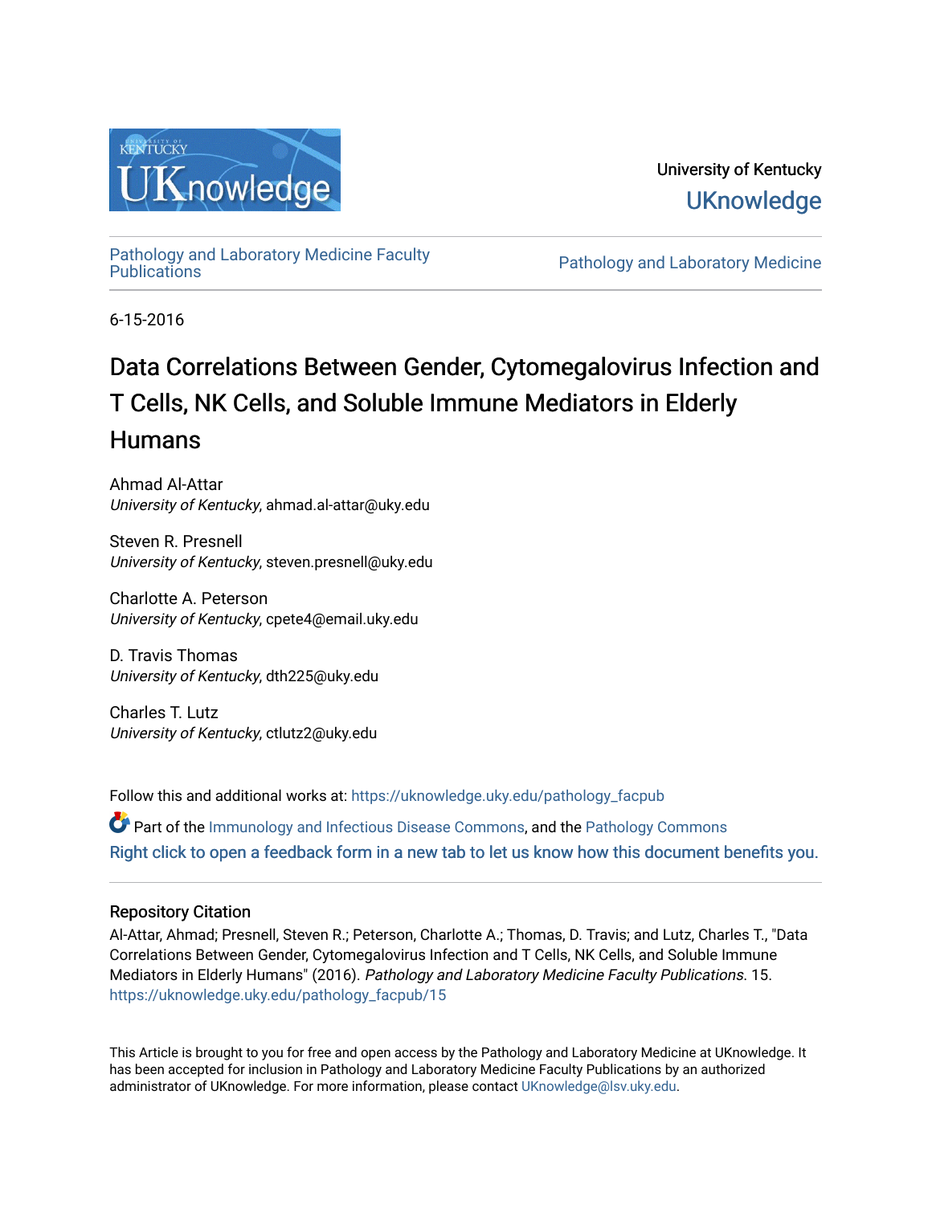University of Kentucky

UKnowledge

Pathology and Laboratory Medicine Faculty Publications

Pathology and Laboratory Medicine

6-15-2016

# Data Correlations Between Gender, Cytomegalovirus Infection and T Cells, NK Cells, and Soluble Immune Mediators in Elderly Humans

Ahmad Al-Attar
*University of Kentucky*, ahmad.al-attar@uky.edu

Steven R. Presnell
*University of Kentucky*, steven.presnell@uky.edu

Charlotte A. Peterson
*University of Kentucky*, cpete4@email.uky.edu

D. Travis Thomas
*University of Kentucky*, dth225@uky.edu

Charles T. Lutz
*University of Kentucky*, ctlutz2@uky.edu

Follow this and additional works at: https://uknowledge.uky.edu/pathology_facpub

Part of the Immunology and Infectious Disease Commons, and the Pathology Commons

Right click to open a feedback form in a new tab to let us know how this document benefits you.

## Repository Citation

Al-Attar, Ahmad; Presnell, Steven R.; Peterson, Charlotte A.; Thomas, D. Travis; and Lutz, Charles T., "Data Correlations Between Gender, Cytomegalovirus Infection and T Cells, NK Cells, and Soluble Immune Mediators in Elderly Humans" (2016). *Pathology and Laboratory Medicine Faculty Publications*. 15.
https://uknowledge.uky.edu/pathology_facpub/15

This Article is brought to you for free and open access by the Pathology and Laboratory Medicine at UKnowledge. It has been accepted for inclusion in Pathology and Laboratory Medicine Faculty Publications by an authorized administrator of UKnowledge. For more information, please contact UKnowledge@lsv.uky.edu.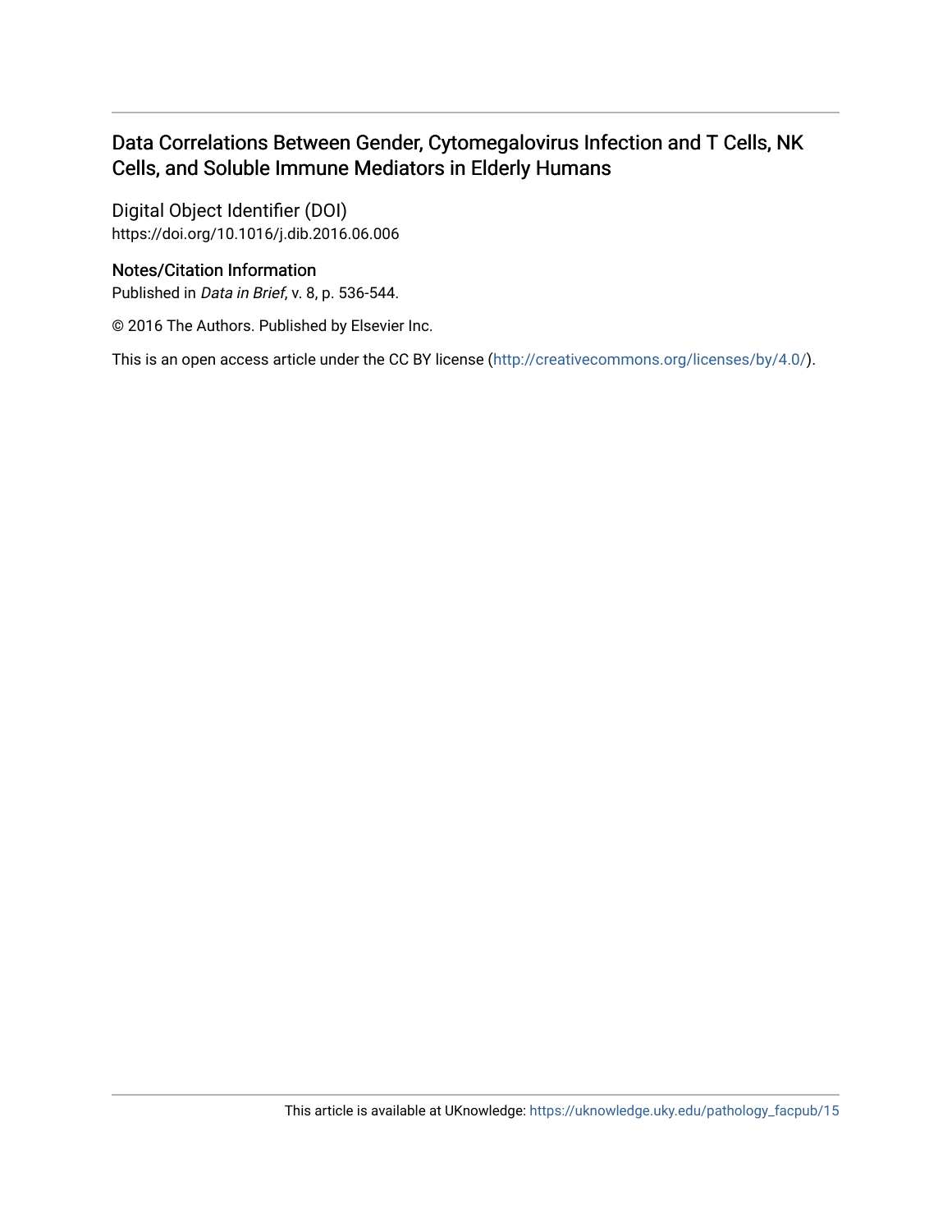# Data Correlations Between Gender, Cytomegalovirus Infection and T Cells, NK Cells, and Soluble Immune Mediators in Elderly Humans

## Digital Object Identifier (DOI)

https://doi.org/10.1016/j.dib.2016.06.006

## Notes/Citation Information

Published in *Data in Brief*, v. 8, p. 536-544.

© 2016 The Authors. Published by Elsevier Inc.

This is an open access article under the CC BY license (http://creativecommons.org/licenses/by/4.0/).

This article is available at UKnowledge: https://uknowledge.uky.edu/pathology_facpub/15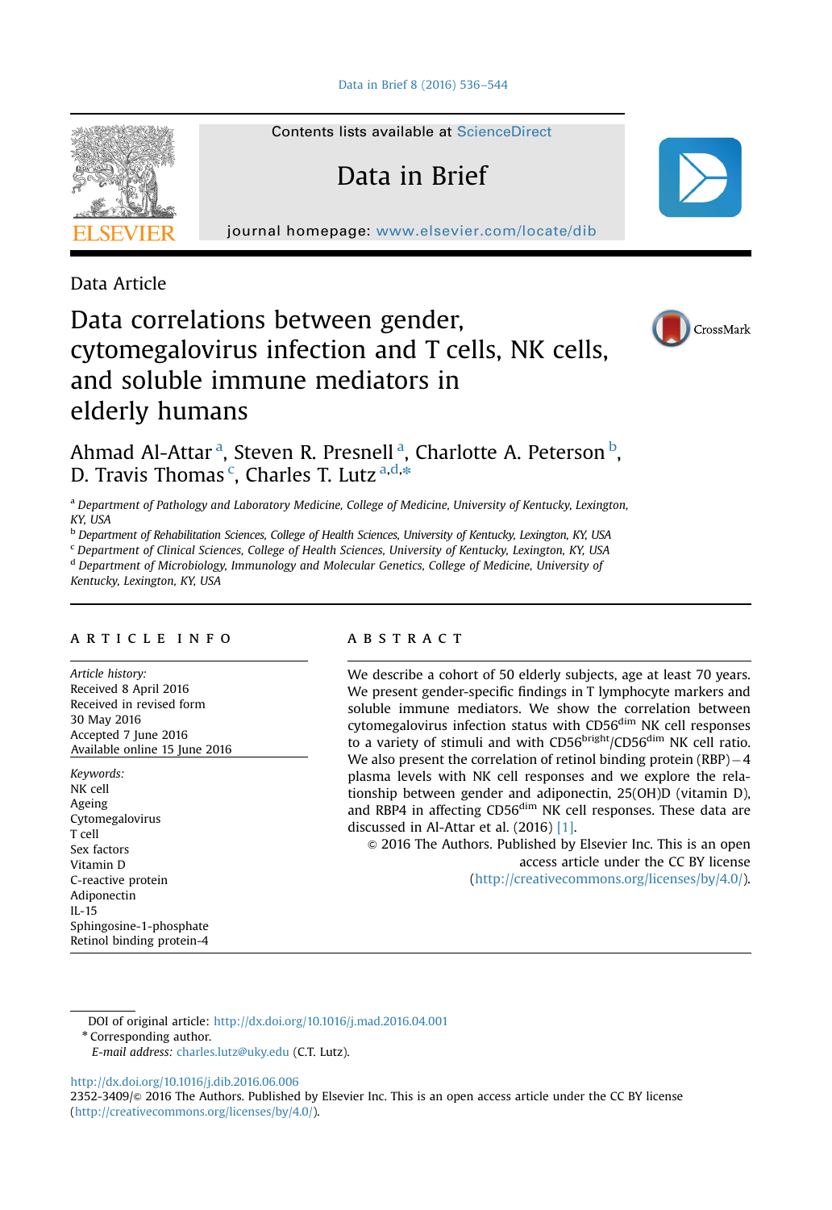Data Article

# Data correlations between gender, cytomegalovirus infection and T cells, NK cells, and soluble immune mediators in elderly humans

Ahmad Al-Attar [a], Steven R. Presnell [a], Charlotte A. Peterson [b], D. Travis Thomas [c], Charles T. Lutz [a,d,*]

[a] Department of Pathology and Laboratory Medicine, College of Medicine, University of Kentucky, Lexington, KY, USA
[b] Department of Rehabilitation Sciences, College of Health Sciences, University of Kentucky, Lexington, KY, USA
[c] Department of Clinical Sciences, College of Health Sciences, University of Kentucky, Lexington, KY, USA
[d] Department of Microbiology, Immunology and Molecular Genetics, College of Medicine, University of Kentucky, Lexington, KY, USA

## ARTICLE INFO

*Article history:*
Received 8 April 2016
Received in revised form 30 May 2016
Accepted 7 June 2016
Available online 15 June 2016

*Keywords:*
NK cell
Ageing
Cytomegalovirus
T cell
Sex factors
Vitamin D
C-reactive protein
Adiponectin
IL-15
Sphingosine-1-phosphate
Retinol binding protein-4

## ABSTRACT

We describe a cohort of 50 elderly subjects, age at least 70 years. We present gender-specific findings in T lymphocyte markers and soluble immune mediators. We show the correlation between cytomegalovirus infection status with $CD56^{dim}$ NK cell responses to a variety of stimuli and with $CD56^{bright}/CD56^{dim}$ NK cell ratio. We also present the correlation of retinol binding protein (RBP)−4 plasma levels with NK cell responses and we explore the relationship between gender and adiponectin, 25(OH)D (vitamin D), and RBP4 in affecting $CD56^{dim}$ NK cell responses. These data are discussed in Al-Attar et al. (2016) [1].

© 2016 The Authors. Published by Elsevier Inc. This is an open access article under the CC BY license (http://creativecommons.org/licenses/by/4.0/).

DOI of original article: http://dx.doi.org/10.1016/j.mad.2016.04.001
* Corresponding author.
*E-mail address:* charles.lutz@uky.edu (C.T. Lutz).

http://dx.doi.org/10.1016/j.dib.2016.06.006
2352-3409/© 2016 The Authors. Published by Elsevier Inc. This is an open access article under the CC BY license (http://creativecommons.org/licenses/by/4.0/).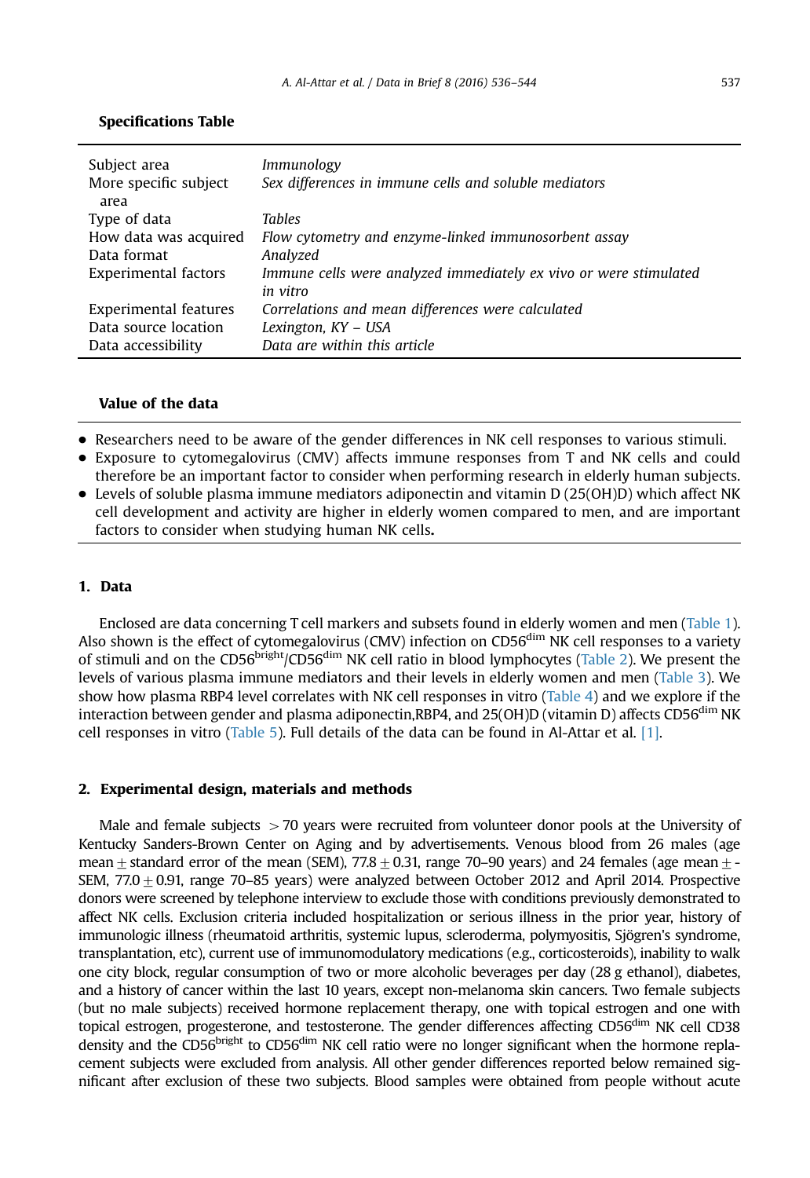**Specifications Table**

| | |
|---|---|
| Subject area | *Immunology* |
| More specific subject area | *Sex differences in immune cells and soluble mediators* |
| Type of data | *Tables* |
| How data was acquired | *Flow cytometry and enzyme-linked immunosorbent assay* |
| Data format | *Analyzed* |
| Experimental factors | *Immune cells were analyzed immediately ex vivo or were stimulated in vitro* |
| Experimental features | *Correlations and mean differences were calculated* |
| Data source location | *Lexington, KY – USA* |
| Data accessibility | *Data are within this article* |

**Value of the data**

- Researchers need to be aware of the gender differences in NK cell responses to various stimuli.
- Exposure to cytomegalovirus (CMV) affects immune responses from T and NK cells and could therefore be an important factor to consider when performing research in elderly human subjects.
- Levels of soluble plasma immune mediators adiponectin and vitamin D (25(OH)D) which affect NK cell development and activity are higher in elderly women compared to men, and are important factors to consider when studying human NK cells**.**

## 1. Data

Enclosed are data concerning T cell markers and subsets found in elderly women and men (Table 1). Also shown is the effect of cytomegalovirus (CMV) infection on CD56$^{dim}$ NK cell responses to a variety of stimuli and on the CD56$^{bright}$/CD56$^{dim}$ NK cell ratio in blood lymphocytes (Table 2). We present the levels of various plasma immune mediators and their levels in elderly women and men (Table 3). We show how plasma RBP4 level correlates with NK cell responses in vitro (Table 4) and we explore if the interaction between gender and plasma adiponectin,RBP4, and 25(OH)D (vitamin D) affects CD56$^{dim}$ NK cell responses in vitro (Table 5). Full details of the data can be found in Al-Attar et al. [1].

## 2. Experimental design, materials and methods

Male and female subjects $>70$ years were recruited from volunteer donor pools at the University of Kentucky Sanders-Brown Center on Aging and by advertisements. Venous blood from 26 males (age mean $\pm$ standard error of the mean (SEM), $77.8 \pm 0.31$, range 70–90 years) and 24 females (age mean $\pm$ SEM, $77.0 \pm 0.91$, range 70–85 years) were analyzed between October 2012 and April 2014. Prospective donors were screened by telephone interview to exclude those with conditions previously demonstrated to affect NK cells. Exclusion criteria included hospitalization or serious illness in the prior year, history of immunologic illness (rheumatoid arthritis, systemic lupus, scleroderma, polymyositis, Sjögren's syndrome, transplantation, etc), current use of immunomodulatory medications (e.g., corticosteroids), inability to walk one city block, regular consumption of two or more alcoholic beverages per day (28 g ethanol), diabetes, and a history of cancer within the last 10 years, except non-melanoma skin cancers. Two female subjects (but no male subjects) received hormone replacement therapy, one with topical estrogen and one with topical estrogen, progesterone, and testosterone. The gender differences affecting CD56$^{dim}$ NK cell CD38 density and the CD56$^{bright}$ to CD56$^{dim}$ NK cell ratio were no longer significant when the hormone replacement subjects were excluded from analysis. All other gender differences reported below remained significant after exclusion of these two subjects. Blood samples were obtained from people without acute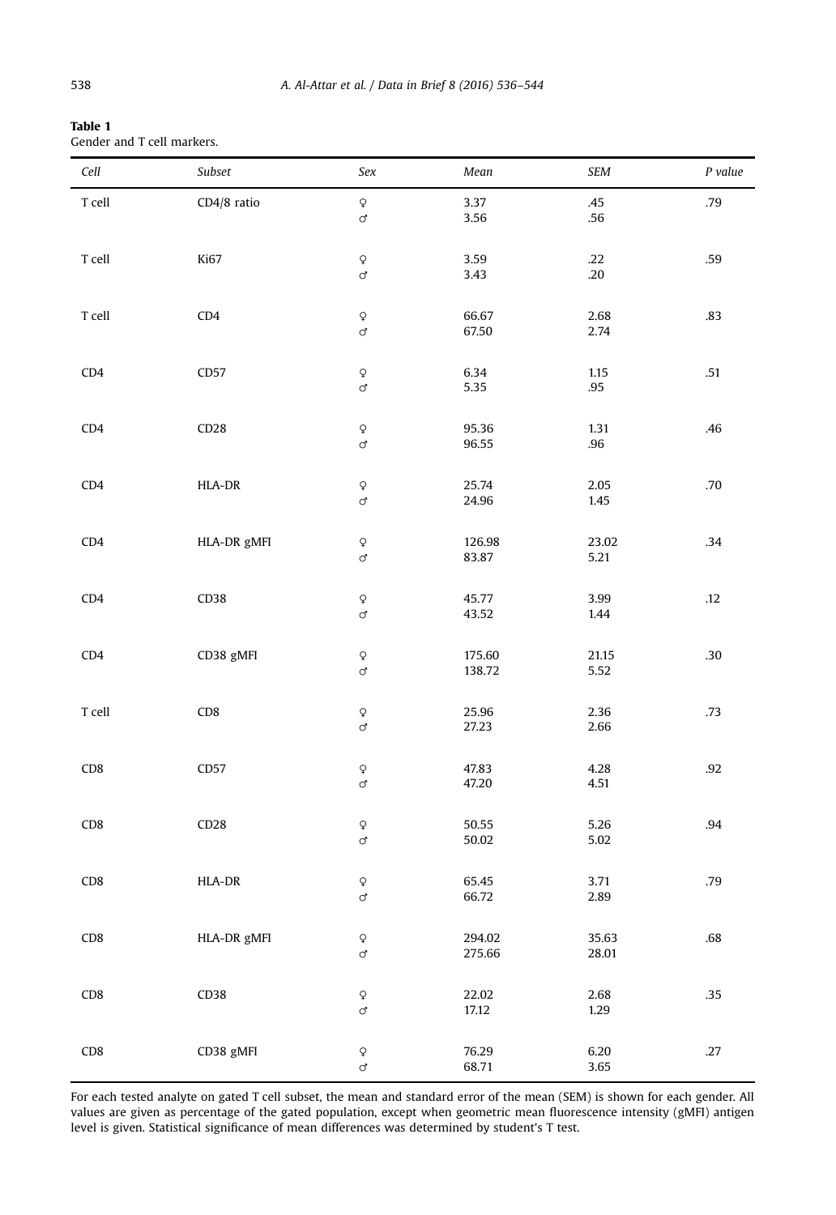**Table 1**
Gender and T cell markers.

| *Cell* | *Subset* | *Sex* | *Mean* | *SEM* | *P value* |
|---|---|---|---|---|---|
| T cell | CD4/8 ratio | ♀ | 3.37 | .45 | .79 |
| | | ♂ | 3.56 | .56 | |
| T cell | Ki67 | ♀ | 3.59 | .22 | .59 |
| | | ♂ | 3.43 | .20 | |
| T cell | CD4 | ♀ | 66.67 | 2.68 | .83 |
| | | ♂ | 67.50 | 2.74 | |
| CD4 | CD57 | ♀ | 6.34 | 1.15 | .51 |
| | | ♂ | 5.35 | .95 | |
| CD4 | CD28 | ♀ | 95.36 | 1.31 | .46 |
| | | ♂ | 96.55 | .96 | |
| CD4 | HLA-DR | ♀ | 25.74 | 2.05 | .70 |
| | | ♂ | 24.96 | 1.45 | |
| CD4 | HLA-DR gMFI | ♀ | 126.98 | 23.02 | .34 |
| | | ♂ | 83.87 | 5.21 | |
| CD4 | CD38 | ♀ | 45.77 | 3.99 | .12 |
| | | ♂ | 43.52 | 1.44 | |
| CD4 | CD38 gMFI | ♀ | 175.60 | 21.15 | .30 |
| | | ♂ | 138.72 | 5.52 | |
| T cell | CD8 | ♀ | 25.96 | 2.36 | .73 |
| | | ♂ | 27.23 | 2.66 | |
| CD8 | CD57 | ♀ | 47.83 | 4.28 | .92 |
| | | ♂ | 47.20 | 4.51 | |
| CD8 | CD28 | ♀ | 50.55 | 5.26 | .94 |
| | | ♂ | 50.02 | 5.02 | |
| CD8 | HLA-DR | ♀ | 65.45 | 3.71 | .79 |
| | | ♂ | 66.72 | 2.89 | |
| CD8 | HLA-DR gMFI | ♀ | 294.02 | 35.63 | .68 |
| | | ♂ | 275.66 | 28.01 | |
| CD8 | CD38 | ♀ | 22.02 | 2.68 | .35 |
| | | ♂ | 17.12 | 1.29 | |
| CD8 | CD38 gMFI | ♀ | 76.29 | 6.20 | .27 |
| | | ♂ | 68.71 | 3.65 | |

For each tested analyte on gated T cell subset, the mean and standard error of the mean (SEM) is shown for each gender. All values are given as percentage of the gated population, except when geometric mean fluorescence intensity (gMFI) antigen level is given. Statistical significance of mean differences was determined by student's T test.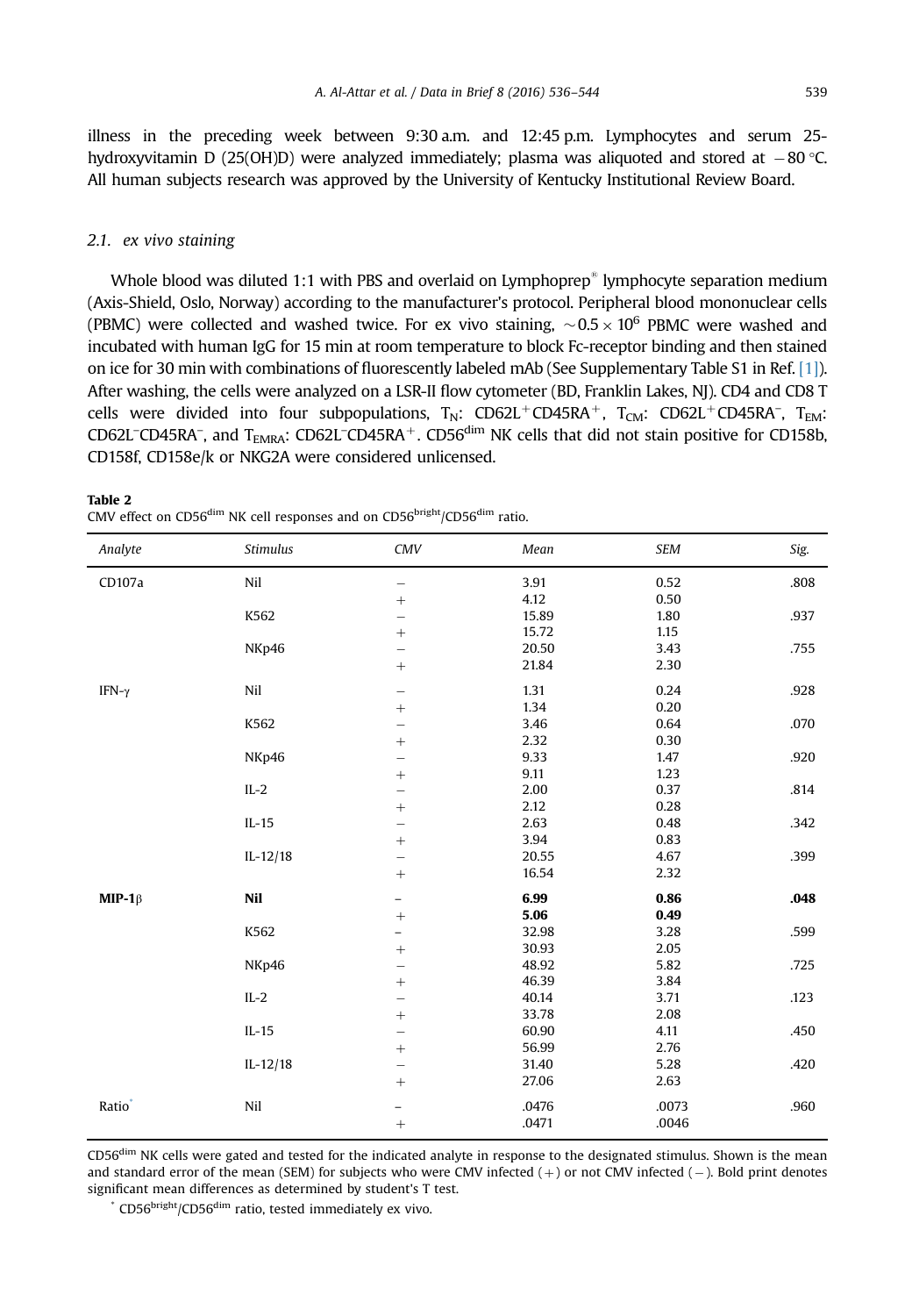illness in the preceding week between 9:30 a.m. and 12:45 p.m. Lymphocytes and serum 25-hydroxyvitamin D (25(OH)D) were analyzed immediately; plasma was aliquoted and stored at −80 °C. All human subjects research was approved by the University of Kentucky Institutional Review Board.

### 2.1. ex vivo staining

Whole blood was diluted 1:1 with PBS and overlaid on Lymphoprep® lymphocyte separation medium (Axis-Shield, Oslo, Norway) according to the manufacturer's protocol. Peripheral blood mononuclear cells (PBMC) were collected and washed twice. For ex vivo staining, $\sim 0.5 \times 10^6$ PBMC were washed and incubated with human IgG for 15 min at room temperature to block Fc-receptor binding and then stained on ice for 30 min with combinations of fluorescently labeled mAb (See Supplementary Table S1 in Ref. [1]). After washing, the cells were analyzed on a LSR-II flow cytometer (BD, Franklin Lakes, NJ). CD4 and CD8 T cells were divided into four subpopulations, $T_N$: $CD62L^+CD45RA^+$, $T_{CM}$: $CD62L^+CD45RA^-$, $T_{EM}$: $CD62L^-CD45RA^-$, and $T_{EMRA}$: $CD62L^-CD45RA^+$. $CD56^{dim}$ NK cells that did not stain positive for CD158b, CD158f, CD158e/k or NKG2A were considered unlicensed.

**Table 2**
CMV effect on $CD56^{dim}$ NK cell responses and on $CD56^{bright}/CD56^{dim}$ ratio.

| *Analyte* | *Stimulus* | *CMV* | *Mean* | *SEM* | *Sig.* |
|---|---|---|---|---|---|
| CD107a | Nil | − | 3.91 | 0.52 | .808 |
| | | + | 4.12 | 0.50 | |
| | K562 | − | 15.89 | 1.80 | .937 |
| | | + | 15.72 | 1.15 | |
| | NKp46 | − | 20.50 | 3.43 | .755 |
| | | + | 21.84 | 2.30 | |
| IFN-γ | Nil | − | 1.31 | 0.24 | .928 |
| | | + | 1.34 | 0.20 | |
| | K562 | − | 3.46 | 0.64 | .070 |
| | | + | 2.32 | 0.30 | |
| | NKp46 | − | 9.33 | 1.47 | .920 |
| | | + | 9.11 | 1.23 | |
| | IL-2 | − | 2.00 | 0.37 | .814 |
| | | + | 2.12 | 0.28 | |
| | IL-15 | − | 2.63 | 0.48 | .342 |
| | | + | 3.94 | 0.83 | |
| | IL-12/18 | − | 20.55 | 4.67 | .399 |
| | | + | 16.54 | 2.32 | |
| **MIP-1β** | **Nil** | − | **6.99** | **0.86** | **.048** |
| | | + | **5.06** | **0.49** | |
| | K562 | − | 32.98 | 3.28 | .599 |
| | | + | 30.93 | 2.05 | |
| | NKp46 | − | 48.92 | 5.82 | .725 |
| | | + | 46.39 | 3.84 | |
| | IL-2 | − | 40.14 | 3.71 | .123 |
| | | + | 33.78 | 2.08 | |
| | IL-15 | − | 60.90 | 4.11 | .450 |
| | | + | 56.99 | 2.76 | |
| | IL-12/18 | − | 31.40 | 5.28 | .420 |
| | | + | 27.06 | 2.63 | |
| Ratio* | Nil | − | .0476 | .0073 | .960 |
| | | + | .0471 | .0046 | |

$CD56^{dim}$ NK cells were gated and tested for the indicated analyte in response to the designated stimulus. Shown is the mean and standard error of the mean (SEM) for subjects who were CMV infected (+) or not CMV infected (−). Bold print denotes significant mean differences as determined by student's T test.

* $CD56^{bright}/CD56^{dim}$ ratio, tested immediately ex vivo.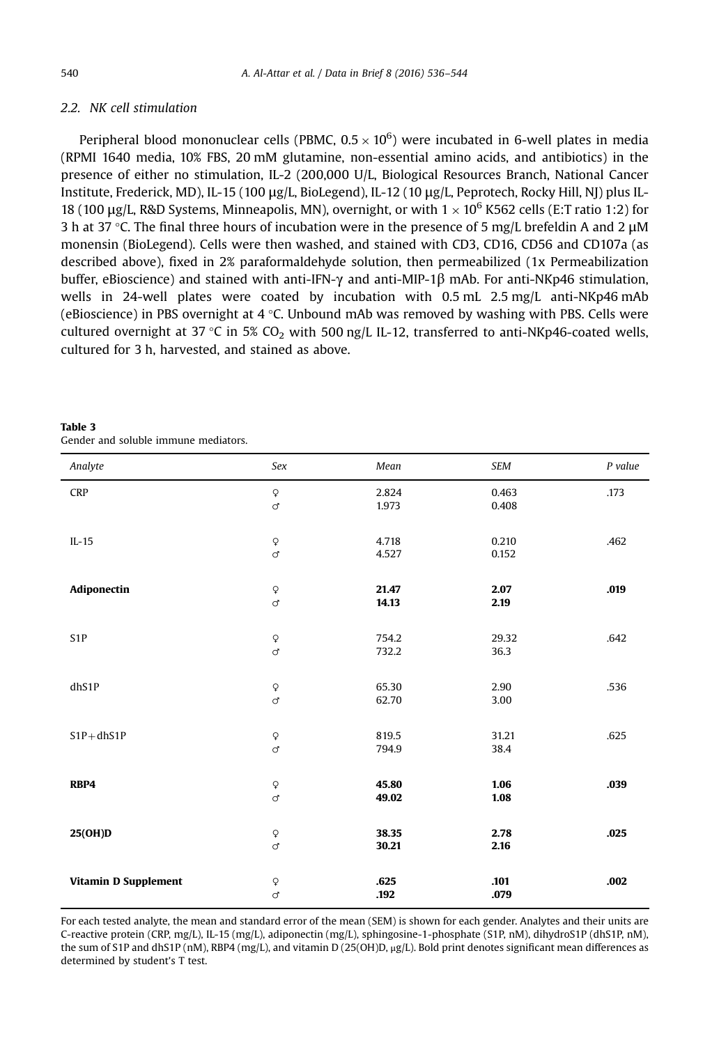### 2.2. NK cell stimulation

Peripheral blood mononuclear cells (PBMC, $0.5 \times 10^6$) were incubated in 6-well plates in media (RPMI 1640 media, 10% FBS, 20 mM glutamine, non-essential amino acids, and antibiotics) in the presence of either no stimulation, IL-2 (200,000 U/L, Biological Resources Branch, National Cancer Institute, Frederick, MD), IL-15 (100 μg/L, BioLegend), IL-12 (10 μg/L, Peprotech, Rocky Hill, NJ) plus IL-18 (100 μg/L, R&D Systems, Minneapolis, MN), overnight, or with $1 \times 10^6$ K562 cells (E:T ratio 1:2) for 3 h at 37 °C. The final three hours of incubation were in the presence of 5 mg/L brefeldin A and 2 μM monensin (BioLegend). Cells were then washed, and stained with CD3, CD16, CD56 and CD107a (as described above), fixed in 2% paraformaldehyde solution, then permeabilized (1x Permeabilization buffer, eBioscience) and stained with anti-IFN-γ and anti-MIP-1β mAb. For anti-NKp46 stimulation, wells in 24-well plates were coated by incubation with 0.5 mL 2.5 mg/L anti-NKp46 mAb (eBioscience) in PBS overnight at 4 °C. Unbound mAb was removed by washing with PBS. Cells were cultured overnight at 37 °C in 5% $CO_2$ with 500 ng/L IL-12, transferred to anti-NKp46-coated wells, cultured for 3 h, harvested, and stained as above.

**Table 3**
Gender and soluble immune mediators.

| *Analyte* | *Sex* | *Mean* | *SEM* | *P value* |
|---|---|---|---|---|
| CRP | ♀ | 2.824 | 0.463 | .173 |
| | ♂ | 1.973 | 0.408 | |
| IL-15 | ♀ | 4.718 | 0.210 | .462 |
| | ♂ | 4.527 | 0.152 | |
| **Adiponectin** | ♀ | **21.47** | **2.07** | **.019** |
| | ♂ | **14.13** | **2.19** | |
| S1P | ♀ | 754.2 | 29.32 | .642 |
| | ♂ | 732.2 | 36.3 | |
| dhS1P | ♀ | 65.30 | 2.90 | .536 |
| | ♂ | 62.70 | 3.00 | |
| S1P+dhS1P | ♀ | 819.5 | 31.21 | .625 |
| | ♂ | 794.9 | 38.4 | |
| **RBP4** | ♀ | **45.80** | **1.06** | **.039** |
| | ♂ | **49.02** | **1.08** | |
| **25(OH)D** | ♀ | **38.35** | **2.78** | **.025** |
| | ♂ | **30.21** | **2.16** | |
| **Vitamin D Supplement** | ♀ | **.625** | **.101** | **.002** |
| | ♂ | **.192** | **.079** | |

For each tested analyte, the mean and standard error of the mean (SEM) is shown for each gender. Analytes and their units are C-reactive protein (CRP, mg/L), IL-15 (mg/L), adiponectin (mg/L), sphingosine-1-phosphate (S1P, nM), dihydroS1P (dhS1P, nM), the sum of S1P and dhS1P (nM), RBP4 (mg/L), and vitamin D (25(OH)D, μg/L). Bold print denotes significant mean differences as determined by student's T test.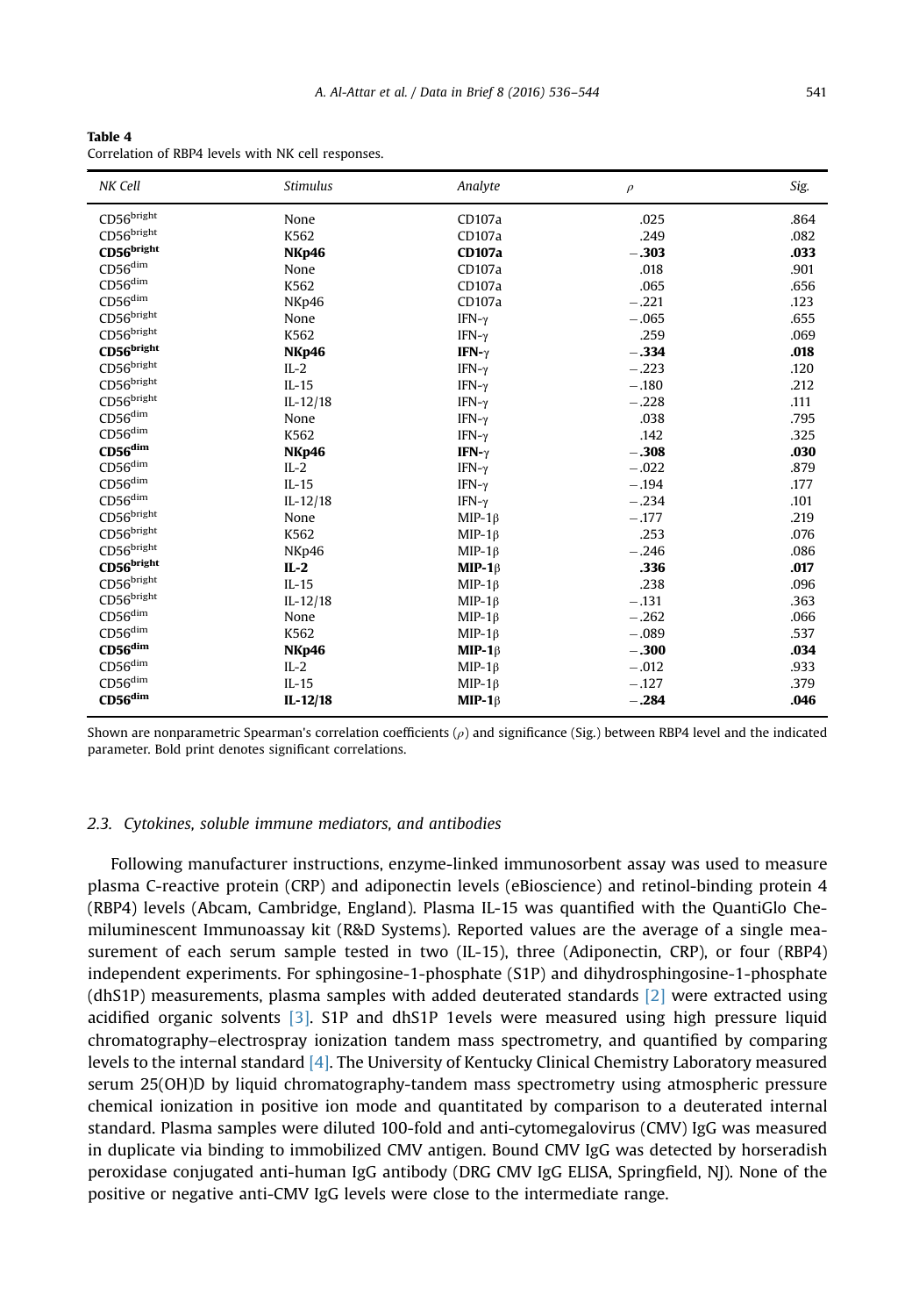**Table 4**
Correlation of RBP4 levels with NK cell responses.

| NK Cell | Stimulus | Analyte | ρ | Sig. |
|---|---|---|---|---|
| CD56$^{bright}$ | None | CD107a | .025 | .864 |
| CD56$^{bright}$ | K562 | CD107a | .249 | .082 |
| **CD56$^{bright}$** | **NKp46** | **CD107a** | **−.303** | **.033** |
| CD56$^{dim}$ | None | CD107a | .018 | .901 |
| CD56$^{dim}$ | K562 | CD107a | .065 | .656 |
| CD56$^{dim}$ | NKp46 | CD107a | −.221 | .123 |
| CD56$^{bright}$ | None | IFN-γ | −.065 | .655 |
| CD56$^{bright}$ | K562 | IFN-γ | .259 | .069 |
| **CD56$^{bright}$** | **NKp46** | **IFN-γ** | **−.334** | **.018** |
| CD56$^{bright}$ | IL-2 | IFN-γ | −.223 | .120 |
| CD56$^{bright}$ | IL-15 | IFN-γ | −.180 | .212 |
| CD56$^{bright}$ | IL-12/18 | IFN-γ | −.228 | .111 |
| CD56$^{dim}$ | None | IFN-γ | .038 | .795 |
| CD56$^{dim}$ | K562 | IFN-γ | .142 | .325 |
| **CD56$^{dim}$** | **NKp46** | **IFN-γ** | **−.308** | **.030** |
| CD56$^{dim}$ | IL-2 | IFN-γ | −.022 | .879 |
| CD56$^{dim}$ | IL-15 | IFN-γ | −.194 | .177 |
| CD56$^{dim}$ | IL-12/18 | IFN-γ | −.234 | .101 |
| CD56$^{bright}$ | None | MIP-1β | −.177 | .219 |
| CD56$^{bright}$ | K562 | MIP-1β | .253 | .076 |
| CD56$^{bright}$ | NKp46 | MIP-1β | −.246 | .086 |
| **CD56$^{bright}$** | **IL-2** | **MIP-1β** | **.336** | **.017** |
| CD56$^{bright}$ | IL-15 | MIP-1β | .238 | .096 |
| CD56$^{bright}$ | IL-12/18 | MIP-1β | −.131 | .363 |
| CD56$^{dim}$ | None | MIP-1β | −.262 | .066 |
| CD56$^{dim}$ | K562 | MIP-1β | −.089 | .537 |
| **CD56$^{dim}$** | **NKp46** | **MIP-1β** | **−.300** | **.034** |
| CD56$^{dim}$ | IL-2 | MIP-1β | −.012 | .933 |
| CD56$^{dim}$ | IL-15 | MIP-1β | −.127 | .379 |
| **CD56$^{dim}$** | **IL-12/18** | **MIP-1β** | **−.284** | **.046** |

Shown are nonparametric Spearman's correlation coefficients (ρ) and significance (Sig.) between RBP4 level and the indicated parameter. Bold print denotes significant correlations.

### 2.3. Cytokines, soluble immune mediators, and antibodies

Following manufacturer instructions, enzyme-linked immunosorbent assay was used to measure plasma C-reactive protein (CRP) and adiponectin levels (eBioscience) and retinol-binding protein 4 (RBP4) levels (Abcam, Cambridge, England). Plasma IL-15 was quantified with the QuantiGlo Chemiluminescent Immunoassay kit (R&D Systems). Reported values are the average of a single measurement of each serum sample tested in two (IL-15), three (Adiponectin, CRP), or four (RBP4) independent experiments. For sphingosine-1-phosphate (S1P) and dihydrosphingosine-1-phosphate (dhS1P) measurements, plasma samples with added deuterated standards [2] were extracted using acidified organic solvents [3]. S1P and dhS1P 1evels were measured using high pressure liquid chromatography–electrospray ionization tandem mass spectrometry, and quantified by comparing levels to the internal standard [4]. The University of Kentucky Clinical Chemistry Laboratory measured serum 25(OH)D by liquid chromatography-tandem mass spectrometry using atmospheric pressure chemical ionization in positive ion mode and quantitated by comparison to a deuterated internal standard. Plasma samples were diluted 100-fold and anti-cytomegalovirus (CMV) IgG was measured in duplicate via binding to immobilized CMV antigen. Bound CMV IgG was detected by horseradish peroxidase conjugated anti-human IgG antibody (DRG CMV IgG ELISA, Springfield, NJ). None of the positive or negative anti-CMV IgG levels were close to the intermediate range.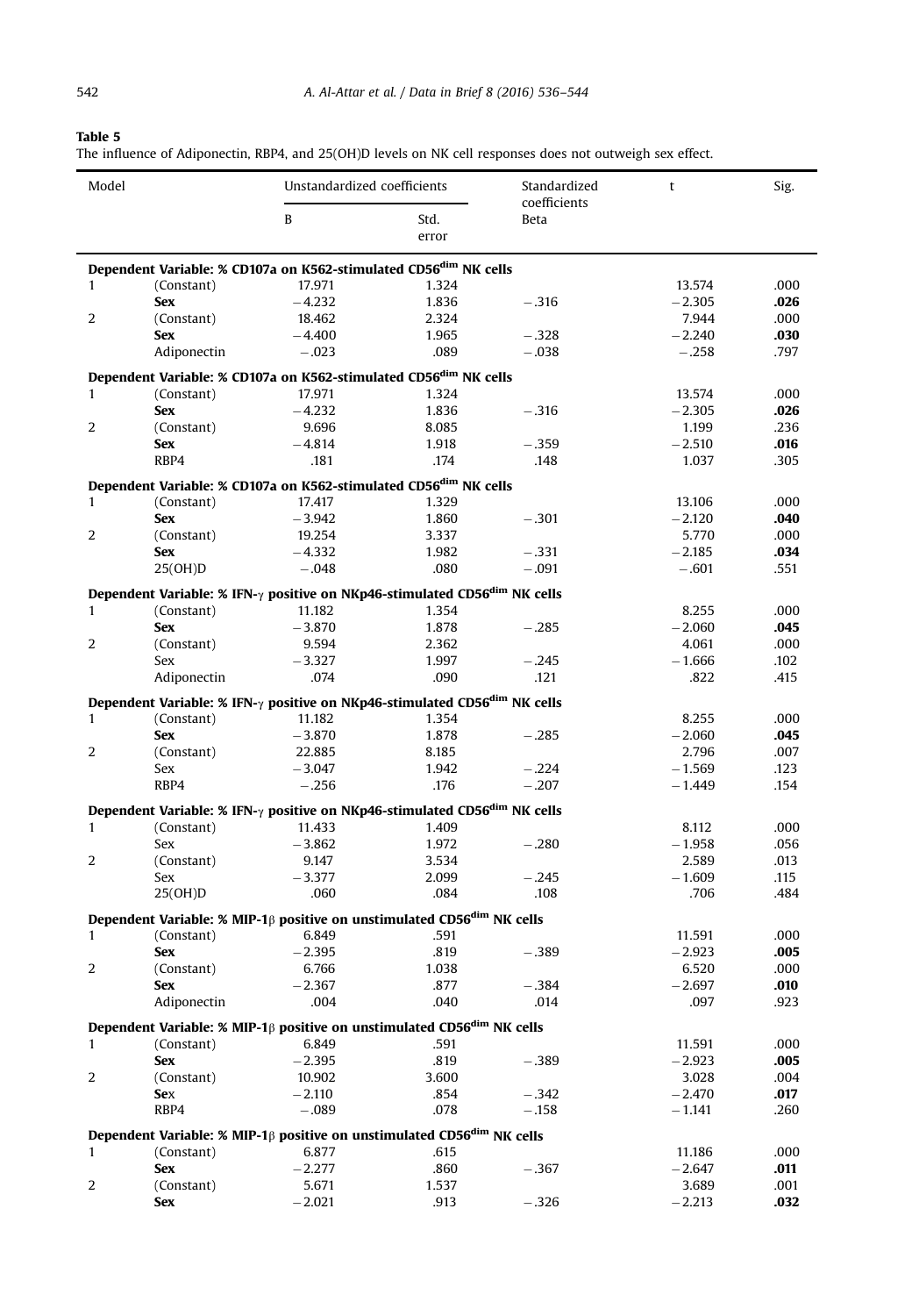**Table 5**
The influence of Adiponectin, RBP4, and 25(OH)D levels on NK cell responses does not outweigh sex effect.

| Model | | Unstandardized coefficients | | Standardized coefficients | t | Sig. |
|---|---|---|---|---|---|---|
| | | B | Std. error | Beta | | |
| **Dependent Variable: % CD107a on K562-stimulated CD56$^{dim}$ NK cells** | | | | | | |
| 1 | (Constant) | 17.971 | 1.324 | | 13.574 | .000 |
| | **Sex** | −4.232 | 1.836 | −.316 | −2.305 | **.026** |
| 2 | (Constant) | 18.462 | 2.324 | | 7.944 | .000 |
| | **Sex** | −4.400 | 1.965 | −.328 | −2.240 | **.030** |
| | Adiponectin | −.023 | .089 | −.038 | −.258 | .797 |
| **Dependent Variable: % CD107a on K562-stimulated CD56$^{dim}$ NK cells** | | | | | | |
| 1 | (Constant) | 17.971 | 1.324 | | 13.574 | .000 |
| | **Sex** | −4.232 | 1.836 | −.316 | −2.305 | **.026** |
| 2 | (Constant) | 9.696 | 8.085 | | 1.199 | .236 |
| | **Sex** | −4.814 | 1.918 | −.359 | −2.510 | **.016** |
| | RBP4 | .181 | .174 | .148 | 1.037 | .305 |
| **Dependent Variable: % CD107a on K562-stimulated CD56$^{dim}$ NK cells** | | | | | | |
| 1 | (Constant) | 17.417 | 1.329 | | 13.106 | .000 |
| | **Sex** | −3.942 | 1.860 | −.301 | −2.120 | **.040** |
| 2 | (Constant) | 19.254 | 3.337 | | 5.770 | .000 |
| | **Sex** | −4.332 | 1.982 | −.331 | −2.185 | **.034** |
| | 25(OH)D | −.048 | .080 | −.091 | −.601 | .551 |
| **Dependent Variable: % IFN-γ positive on NKp46-stimulated CD56$^{dim}$ NK cells** | | | | | | |
| 1 | (Constant) | 11.182 | 1.354 | | 8.255 | .000 |
| | **Sex** | −3.870 | 1.878 | −.285 | −2.060 | **.045** |
| 2 | (Constant) | 9.594 | 2.362 | | 4.061 | .000 |
| | Sex | −3.327 | 1.997 | −.245 | −1.666 | .102 |
| | Adiponectin | .074 | .090 | .121 | .822 | .415 |
| **Dependent Variable: % IFN-γ positive on NKp46-stimulated CD56$^{dim}$ NK cells** | | | | | | |
| 1 | (Constant) | 11.182 | 1.354 | | 8.255 | .000 |
| | **Sex** | −3.870 | 1.878 | −.285 | −2.060 | **.045** |
| 2 | (Constant) | 22.885 | 8.185 | | 2.796 | .007 |
| | Sex | −3.047 | 1.942 | −.224 | −1.569 | .123 |
| | RBP4 | −.256 | .176 | −.207 | −1.449 | .154 |
| **Dependent Variable: % IFN-γ positive on NKp46-stimulated CD56$^{dim}$ NK cells** | | | | | | |
| 1 | (Constant) | 11.433 | 1.409 | | 8.112 | .000 |
| | Sex | −3.862 | 1.972 | −.280 | −1.958 | .056 |
| 2 | (Constant) | 9.147 | 3.534 | | 2.589 | .013 |
| | Sex | −3.377 | 2.099 | −.245 | −1.609 | .115 |
| | 25(OH)D | .060 | .084 | .108 | .706 | .484 |
| **Dependent Variable: % MIP-1β positive on unstimulated CD56$^{dim}$ NK cells** | | | | | | |
| 1 | (Constant) | 6.849 | .591 | | 11.591 | .000 |
| | **Sex** | −2.395 | .819 | −.389 | −2.923 | **.005** |
| 2 | (Constant) | 6.766 | 1.038 | | 6.520 | .000 |
| | **Sex** | −2.367 | .877 | −.384 | −2.697 | **.010** |
| | Adiponectin | .004 | .040 | .014 | .097 | .923 |
| **Dependent Variable: % MIP-1β positive on unstimulated CD56$^{dim}$ NK cells** | | | | | | |
| 1 | (Constant) | 6.849 | .591 | | 11.591 | .000 |
| | **Sex** | −2.395 | .819 | −.389 | −2.923 | **.005** |
| 2 | (Constant) | 10.902 | 3.600 | | 3.028 | .004 |
| | **Sex** | −2.110 | .854 | −.342 | −2.470 | **.017** |
| | RBP4 | −.089 | .078 | −.158 | −1.141 | .260 |
| **Dependent Variable: % MIP-1β positive on unstimulated CD56$^{dim}$ NK cells** | | | | | | |
| 1 | (Constant) | 6.877 | .615 | | 11.186 | .000 |
| | **Sex** | −2.277 | .860 | −.367 | −2.647 | **.011** |
| 2 | (Constant) | 5.671 | 1.537 | | 3.689 | .001 |
| | **Sex** | −2.021 | .913 | −.326 | −2.213 | **.032** |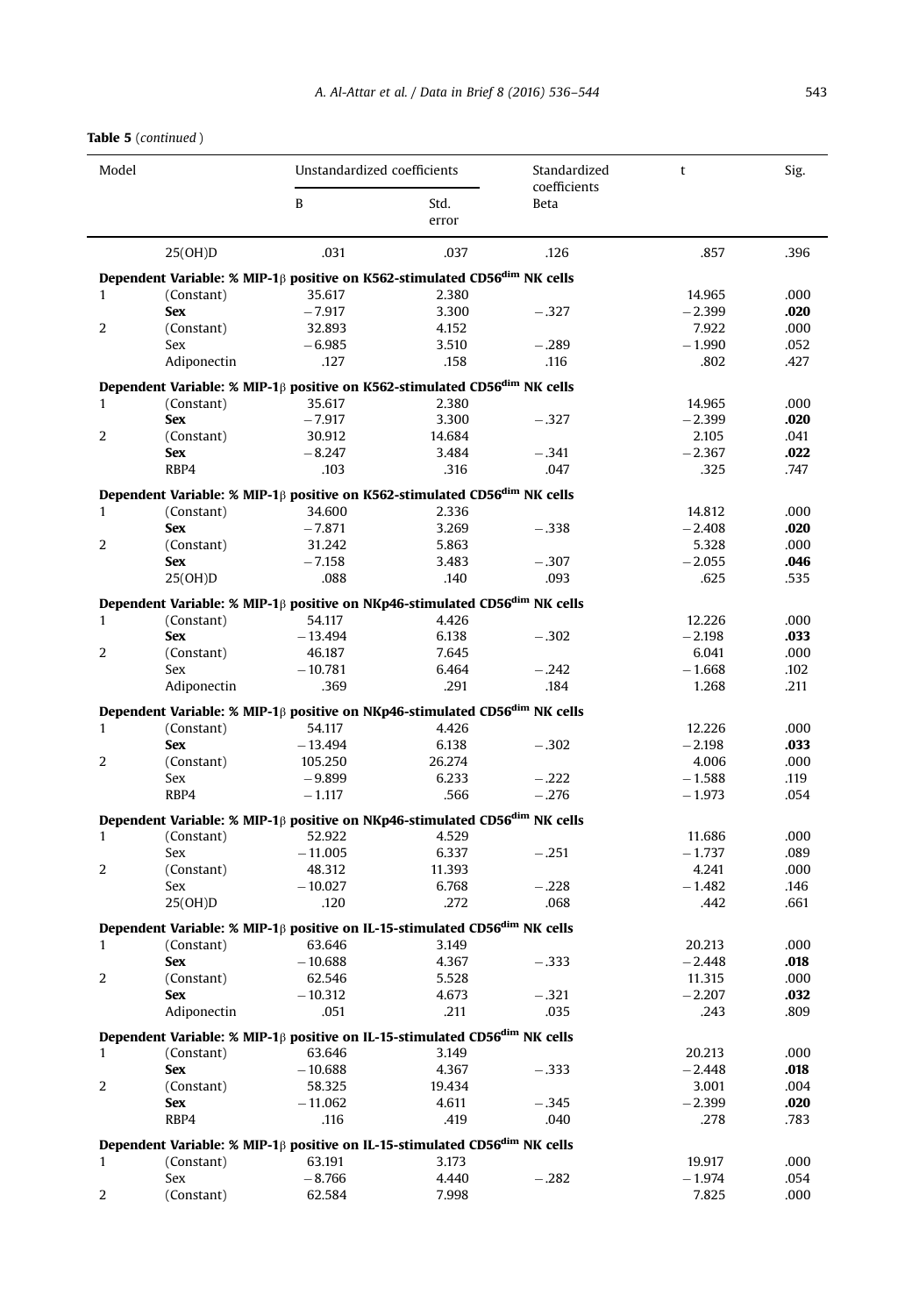**Table 5** (*continued*)

| Model | | Unstandardized coefficients | | Standardized coefficients | t | Sig. |
|---|---|---|---|---|---|---|
| | | B | Std. error | Beta | | |
| | 25(OH)D | .031 | .037 | .126 | .857 | .396 |
| **Dependent Variable: % MIP-1β positive on K562-stimulated CD56$^{dim}$ NK cells** | | | | | | |
| 1 | (Constant) | 35.617 | 2.380 | | 14.965 | .000 |
| | **Sex** | −7.917 | 3.300 | −.327 | −2.399 | **.020** |
| 2 | (Constant) | 32.893 | 4.152 | | 7.922 | .000 |
| | Sex | −6.985 | 3.510 | −.289 | −1.990 | .052 |
| | Adiponectin | .127 | .158 | .116 | .802 | .427 |
| **Dependent Variable: % MIP-1β positive on K562-stimulated CD56$^{dim}$ NK cells** | | | | | | |
| 1 | (Constant) | 35.617 | 2.380 | | 14.965 | .000 |
| | **Sex** | −7.917 | 3.300 | −.327 | −2.399 | **.020** |
| 2 | (Constant) | 30.912 | 14.684 | | 2.105 | .041 |
| | **Sex** | −8.247 | 3.484 | −.341 | −2.367 | **.022** |
| | RBP4 | .103 | .316 | .047 | .325 | .747 |
| **Dependent Variable: % MIP-1β positive on K562-stimulated CD56$^{dim}$ NK cells** | | | | | | |
| 1 | (Constant) | 34.600 | 2.336 | | 14.812 | .000 |
| | **Sex** | −7.871 | 3.269 | −.338 | −2.408 | **.020** |
| 2 | (Constant) | 31.242 | 5.863 | | 5.328 | .000 |
| | **Sex** | −7.158 | 3.483 | −.307 | −2.055 | **.046** |
| | 25(OH)D | .088 | .140 | .093 | .625 | .535 |
| **Dependent Variable: % MIP-1β positive on NKp46-stimulated CD56$^{dim}$ NK cells** | | | | | | |
| 1 | (Constant) | 54.117 | 4.426 | | 12.226 | .000 |
| | **Sex** | −13.494 | 6.138 | −.302 | −2.198 | **.033** |
| 2 | (Constant) | 46.187 | 7.645 | | 6.041 | .000 |
| | Sex | −10.781 | 6.464 | −.242 | −1.668 | .102 |
| | Adiponectin | .369 | .291 | .184 | 1.268 | .211 |
| **Dependent Variable: % MIP-1β positive on NKp46-stimulated CD56$^{dim}$ NK cells** | | | | | | |
| 1 | (Constant) | 54.117 | 4.426 | | 12.226 | .000 |
| | **Sex** | −13.494 | 6.138 | −.302 | −2.198 | **.033** |
| 2 | (Constant) | 105.250 | 26.274 | | 4.006 | .000 |
| | Sex | −9.899 | 6.233 | −.222 | −1.588 | .119 |
| | RBP4 | −1.117 | .566 | −.276 | −1.973 | .054 |
| **Dependent Variable: % MIP-1β positive on NKp46-stimulated CD56$^{dim}$ NK cells** | | | | | | |
| 1 | (Constant) | 52.922 | 4.529 | | 11.686 | .000 |
| | Sex | −11.005 | 6.337 | −.251 | −1.737 | .089 |
| 2 | (Constant) | 48.312 | 11.393 | | 4.241 | .000 |
| | Sex | −10.027 | 6.768 | −.228 | −1.482 | .146 |
| | 25(OH)D | .120 | .272 | .068 | .442 | .661 |
| **Dependent Variable: % MIP-1β positive on IL-15-stimulated CD56$^{dim}$ NK cells** | | | | | | |
| 1 | (Constant) | 63.646 | 3.149 | | 20.213 | .000 |
| | **Sex** | −10.688 | 4.367 | −.333 | −2.448 | **.018** |
| 2 | (Constant) | 62.546 | 5.528 | | 11.315 | .000 |
| | **Sex** | −10.312 | 4.673 | −.321 | −2.207 | **.032** |
| | Adiponectin | .051 | .211 | .035 | .243 | .809 |
| **Dependent Variable: % MIP-1β positive on IL-15-stimulated CD56$^{dim}$ NK cells** | | | | | | |
| 1 | (Constant) | 63.646 | 3.149 | | 20.213 | .000 |
| | **Sex** | −10.688 | 4.367 | −.333 | −2.448 | **.018** |
| 2 | (Constant) | 58.325 | 19.434 | | 3.001 | .004 |
| | **Sex** | −11.062 | 4.611 | −.345 | −2.399 | **.020** |
| | RBP4 | .116 | .419 | .040 | .278 | .783 |
| **Dependent Variable: % MIP-1β positive on IL-15-stimulated CD56$^{dim}$ NK cells** | | | | | | |
| 1 | (Constant) | 63.191 | 3.173 | | 19.917 | .000 |
| | Sex | −8.766 | 4.440 | −.282 | −1.974 | .054 |
| 2 | (Constant) | 62.584 | 7.998 | | 7.825 | .000 |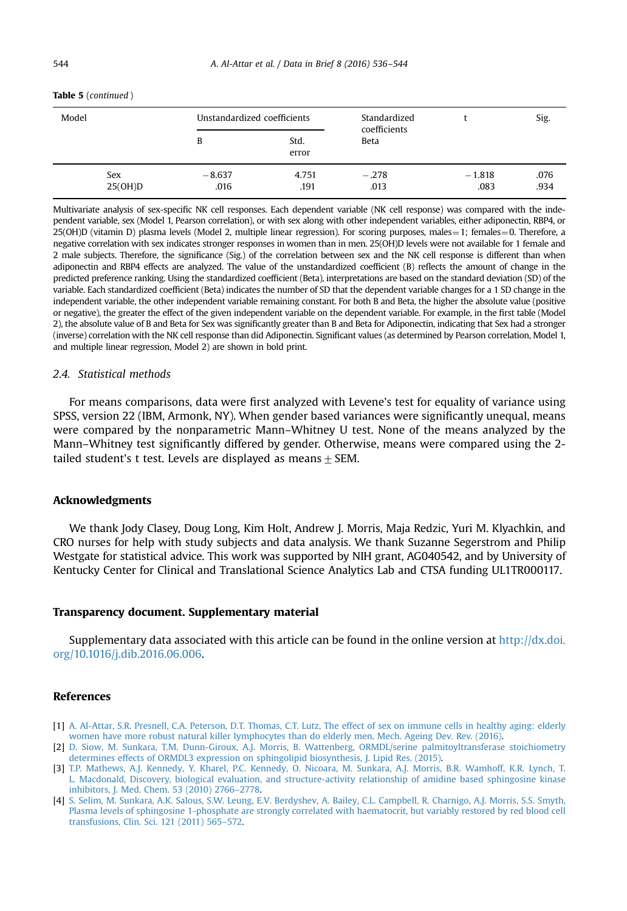**Table 5** (*continued* )

| Model | Unstandardized coefficients | | Standardized coefficients | t | Sig. |
|---|---|---|---|---|---|
| | B | Std. error | Beta | | |
| Sex | −8.637 | 4.751 | −.278 | −1.818 | .076 |
| 25(OH)D | .016 | .191 | .013 | .083 | .934 |

Multivariate analysis of sex-specific NK cell responses. Each dependent variable (NK cell response) was compared with the independent variable, sex (Model 1, Pearson correlation), or with sex along with other independent variables, either adiponectin, RBP4, or 25(OH)D (vitamin D) plasma levels (Model 2, multiple linear regression). For scoring purposes, males=1; females=0. Therefore, a negative correlation with sex indicates stronger responses in women than in men. 25(OH)D levels were not available for 1 female and 2 male subjects. Therefore, the significance (Sig.) of the correlation between sex and the NK cell response is different than when adiponectin and RBP4 effects are analyzed. The value of the unstandardized coefficient (B) reflects the amount of change in the predicted preference ranking. Using the standardized coefficient (Beta), interpretations are based on the standard deviation (SD) of the variable. Each standardized coefficient (Beta) indicates the number of SD that the dependent variable changes for a 1 SD change in the independent variable, the other independent variable remaining constant. For both B and Beta, the higher the absolute value (positive or negative), the greater the effect of the given independent variable on the dependent variable. For example, in the first table (Model 2), the absolute value of B and Beta for Sex was significantly greater than B and Beta for Adiponectin, indicating that Sex had a stronger (inverse) correlation with the NK cell response than did Adiponectin. Significant values (as determined by Pearson correlation, Model 1, and multiple linear regression, Model 2) are shown in bold print.

### *2.4. Statistical methods*

For means comparisons, data were first analyzed with Levene's test for equality of variance using SPSS, version 22 (IBM, Armonk, NY). When gender based variances were significantly unequal, means were compared by the nonparametric Mann–Whitney U test. None of the means analyzed by the Mann–Whitney test significantly differed by gender. Otherwise, means were compared using the 2-tailed student's t test. Levels are displayed as means ± SEM.

## Acknowledgments

We thank Jody Clasey, Doug Long, Kim Holt, Andrew J. Morris, Maja Redzic, Yuri M. Klyachkin, and CRO nurses for help with study subjects and data analysis. We thank Suzanne Segerstrom and Philip Westgate for statistical advice. This work was supported by NIH grant, AG040542, and by University of Kentucky Center for Clinical and Translational Science Analytics Lab and CTSA funding UL1TR000117.

## Transparency document. Supplementary material

Supplementary data associated with this article can be found in the online version at http://dx.doi.org/10.1016/j.dib.2016.06.006.

## References

[1] A. Al-Attar, S.R. Presnell, C.A. Peterson, D.T. Thomas, C.T. Lutz, The effect of sex on immune cells in healthy aging: elderly women have more robust natural killer lymphocytes than do elderly men, Mech. Ageing Dev. Rev. (2016).

[2] D. Siow, M. Sunkara, T.M. Dunn-Giroux, A.J. Morris, B. Wattenberg, ORMDL/serine palmitoyltransferase stoichiometry determines effects of ORMDL3 expression on sphingolipid biosynthesis, J. Lipid Res. (2015).

[3] T.P. Mathews, A.J. Kennedy, Y. Kharel, P.C. Kennedy, O. Nicoara, M. Sunkara, A.J. Morris, B.R. Wamhoff, K.R. Lynch, T. L. Macdonald, Discovery, biological evaluation, and structure-activity relationship of amidine based sphingosine kinase inhibitors, J. Med. Chem. 53 (2010) 2766–2778.

[4] S. Selim, M. Sunkara, A.K. Salous, S.W. Leung, E.V. Berdyshev, A. Bailey, C.L. Campbell, R. Charnigo, A.J. Morris, S.S. Smyth, Plasma levels of sphingosine 1-phosphate are strongly correlated with haematocrit, but variably restored by red blood cell transfusions, Clin. Sci. 121 (2011) 565–572.